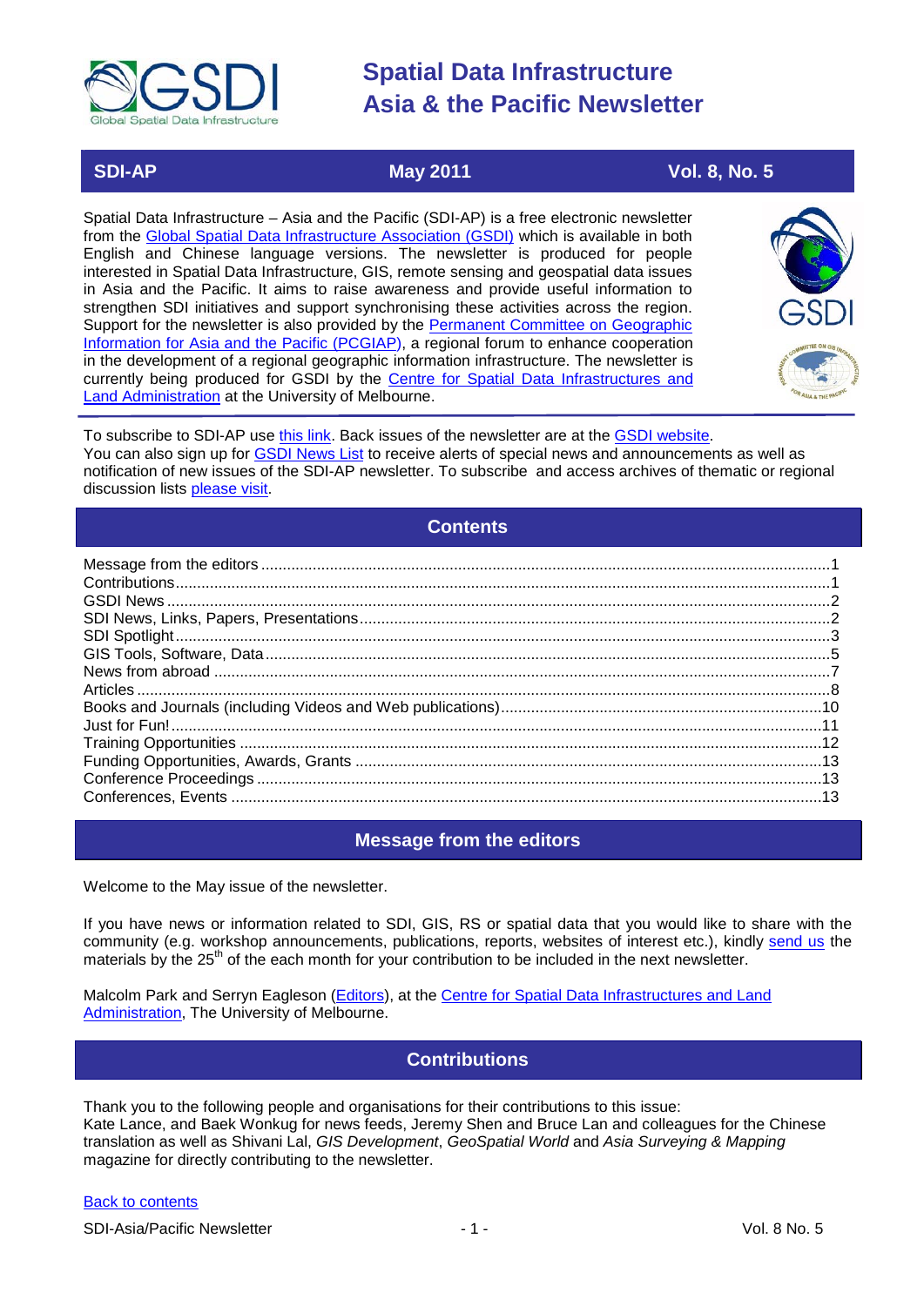# Spatial Data Infrastructure Asia & the Pacific Newsletter

**SDI-AP** | **May 2011** | **Vol. 8, No. 5**

Spatial Data Infrastructure – Asia and the Pacific (SDI-AP) is a free electronic newsletter from the Global Spatial Data Infrastructure Association (GSDI) which is available in both English and Chinese language versions. The newsletter is produced for people interested in Spatial Data Infrastructure, GIS, remote sensing and geospatial data issues in Asia and the Pacific. It aims to raise awareness and provide useful information to strengthen SDI initiatives and support synchronising these activities across the region. Support for the newsletter is also provided by the Permanent Committee on Geographic Information for Asia and the Pacific (PCGIAP), a regional forum to enhance cooperation in the development of a regional geographic information infrastructure. The newsletter is currently being produced for GSDI by the Centre for Spatial Data Infrastructures and Land Administration at the University of Melbourne.

To subscribe to SDI-AP use this link. Back issues of the newsletter are at the GSDI website. You can also sign up for GSDI News List to receive alerts of special news and announcements as well as notification of new issues of the SDI-AP newsletter. To subscribe and access archives of thematic or regional discussion lists please visit.

## Contents

- Message from the editors ....1
- Contributions ....1
- GSDI News ....2
- SDI News, Links, Papers, Presentations ....2
- SDI Spotlight ....3
- GIS Tools, Software, Data ....5
- News from abroad ....7
- Articles ....8
- Books and Journals (including Videos and Web publications) ....10
- Just for Fun! ....11
- Training Opportunities ....12
- Funding Opportunities, Awards, Grants ....13
- Conference Proceedings ....13
- Conferences, Events ....13

## Message from the editors

Welcome to the May issue of the newsletter.

If you have news or information related to SDI, GIS, RS or spatial data that you would like to share with the community (e.g. workshop announcements, publications, reports, websites of interest etc.), kindly send us the materials by the 25th of the each month for your contribution to be included in the next newsletter.

Malcolm Park and Serryn Eagleson (Editors), at the Centre for Spatial Data Infrastructures and Land Administration, The University of Melbourne.

## Contributions

Thank you to the following people and organisations for their contributions to this issue:
Kate Lance, and Baek Wonkug for news feeds, Jeremy Shen and Bruce Lan and colleagues for the Chinese translation as well as Shivani Lal, *GIS Development*, *GeoSpatial World* and *Asia Surveying & Mapping* magazine for directly contributing to the newsletter.

Back to contents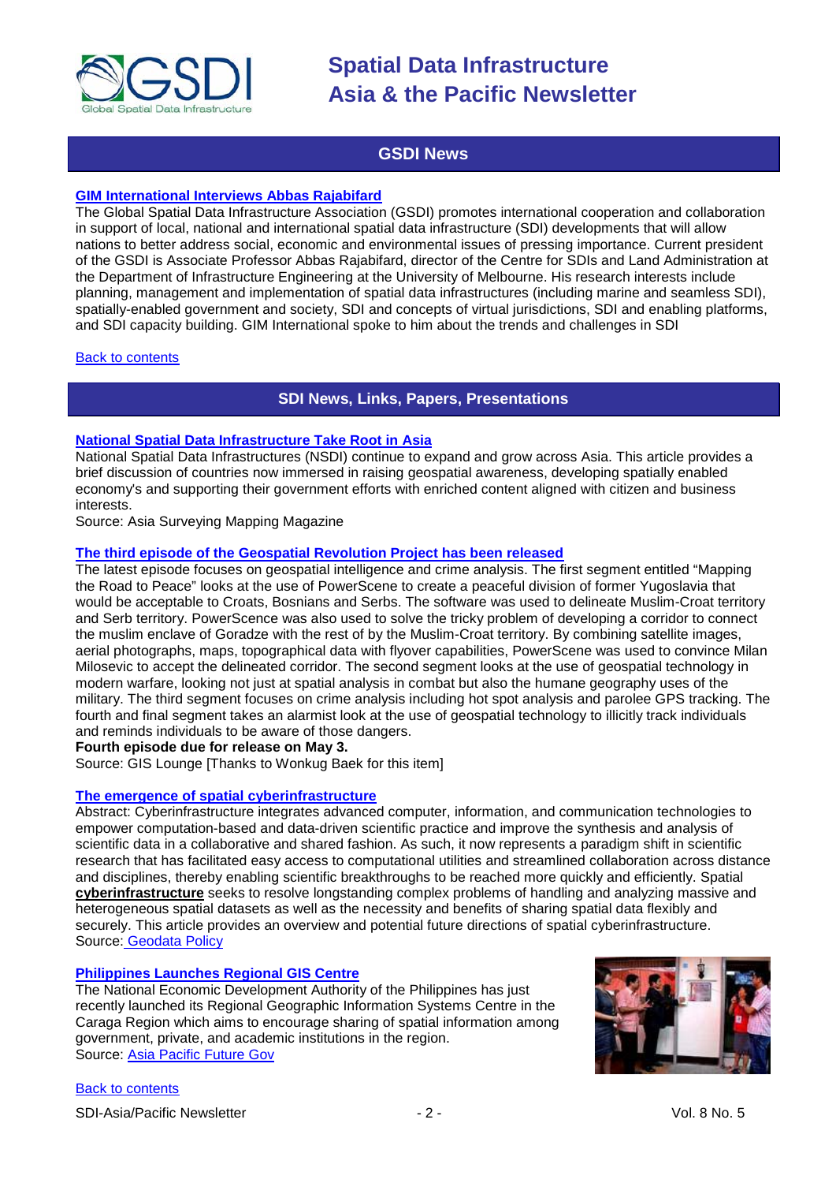## GSDI News

**GIM International Interviews Abbas Rajabifard**

The Global Spatial Data Infrastructure Association (GSDI) promotes international cooperation and collaboration in support of local, national and international spatial data infrastructure (SDI) developments that will allow nations to better address social, economic and environmental issues of pressing importance. Current president of the GSDI is Associate Professor Abbas Rajabifard, director of the Centre for SDIs and Land Administration at the Department of Infrastructure Engineering at the University of Melbourne. His research interests include planning, management and implementation of spatial data infrastructures (including marine and seamless SDI), spatially-enabled government and society, SDI and concepts of virtual jurisdictions, SDI and enabling platforms, and SDI capacity building. GIM International spoke to him about the trends and challenges in SDI

Back to contents

## SDI News, Links, Papers, Presentations

**National Spatial Data Infrastructure Take Root in Asia**

National Spatial Data Infrastructures (NSDI) continue to expand and grow across Asia. This article provides a brief discussion of countries now immersed in raising geospatial awareness, developing spatially enabled economy's and supporting their government efforts with enriched content aligned with citizen and business interests.
Source: Asia Surveying Mapping Magazine

**The third episode of the Geospatial Revolution Project has been released**

The latest episode focuses on geospatial intelligence and crime analysis. The first segment entitled "Mapping the Road to Peace" looks at the use of PowerScene to create a peaceful division of former Yugoslavia that would be acceptable to Croats, Bosnians and Serbs. The software was used to delineate Muslim-Croat territory and Serb territory. PowerScence was also used to solve the tricky problem of developing a corridor to connect the muslim enclave of Goradze with the rest of by the Muslim-Croat territory. By combining satellite images, aerial photographs, maps, topographical data with flyover capabilities, PowerScene was used to convince Milan Milosevic to accept the delineated corridor. The second segment looks at the use of geospatial technology in modern warfare, looking not just at spatial analysis in combat but also the humane geography uses of the military. The third segment focuses on crime analysis including hot spot analysis and parolee GPS tracking. The fourth and final segment takes an alarmist look at the use of geospatial technology to illicitly track individuals and reminds individuals to be aware of those dangers.
**Fourth episode due for release on May 3.**
Source: GIS Lounge [Thanks to Wonkug Baek for this item]

**The emergence of spatial cyberinfrastructure**

Abstract: Cyberinfrastructure integrates advanced computer, information, and communication technologies to empower computation-based and data-driven scientific practice and improve the synthesis and analysis of scientific data in a collaborative and shared fashion. As such, it now represents a paradigm shift in scientific research that has facilitated easy access to computational utilities and streamlined collaboration across distance and disciplines, thereby enabling scientific breakthroughs to be reached more quickly and efficiently. Spatial **cyberinfrastructure** seeks to resolve longstanding complex problems of handling and analyzing massive and heterogeneous spatial datasets as well as the necessity and benefits of sharing spatial data flexibly and securely. This article provides an overview and potential future directions of spatial cyberinfrastructure.
Source: Geodata Policy

**Philippines Launches Regional GIS Centre**

The National Economic Development Authority of the Philippines has just recently launched its Regional Geographic Information Systems Centre in the Caraga Region which aims to encourage sharing of spatial information among government, private, and academic institutions in the region.
Source: Asia Pacific Future Gov

Back to contents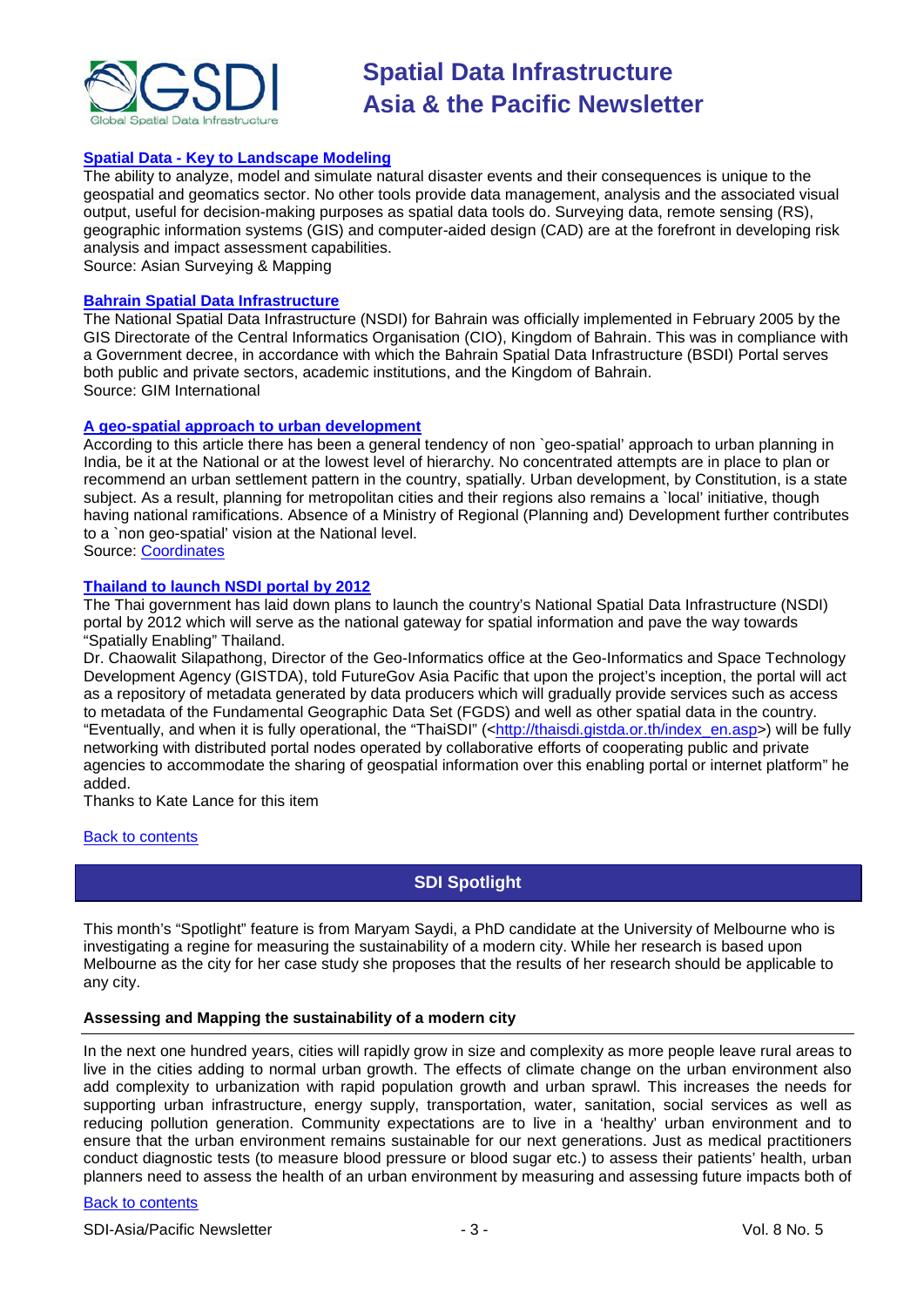**[Spatial Data - Key to Landscape Modeling]()**

The ability to analyze, model and simulate natural disaster events and their consequences is unique to the geospatial and geomatics sector. No other tools provide data management, analysis and the associated visual output, useful for decision-making purposes as spatial data tools do. Surveying data, remote sensing (RS), geographic information systems (GIS) and computer-aided design (CAD) are at the forefront in developing risk analysis and impact assessment capabilities.
Source: Asian Surveying & Mapping

**[Bahrain Spatial Data Infrastructure]()**

The National Spatial Data Infrastructure (NSDI) for Bahrain was officially implemented in February 2005 by the GIS Directorate of the Central Informatics Organisation (CIO), Kingdom of Bahrain. This was in compliance with a Government decree, in accordance with which the Bahrain Spatial Data Infrastructure (BSDI) Portal serves both public and private sectors, academic institutions, and the Kingdom of Bahrain.
Source: GIM International

**[A geo-spatial approach to urban development]()**

According to this article there has been a general tendency of non `geo-spatial' approach to urban planning in India, be it at the National or at the lowest level of hierarchy. No concentrated attempts are in place to plan or recommend an urban settlement pattern in the country, spatially. Urban development, by Constitution, is a state subject. As a result, planning for metropolitan cities and their regions also remains a `local' initiative, though having national ramifications. Absence of a Ministry of Regional (Planning and) Development further contributes to a `non geo-spatial' vision at the National level.
Source: [Coordinates]()

**[Thailand to launch NSDI portal by 2012]()**

The Thai government has laid down plans to launch the country's National Spatial Data Infrastructure (NSDI) portal by 2012 which will serve as the national gateway for spatial information and pave the way towards "Spatially Enabling" Thailand.
Dr. Chaowalit Silapathong, Director of the Geo-Informatics office at the Geo-Informatics and Space Technology Development Agency (GISTDA), told FutureGov Asia Pacific that upon the project's inception, the portal will act as a repository of metadata generated by data producers which will gradually provide services such as access to metadata of the Fundamental Geographic Data Set (FGDS) and well as other spatial data in the country.
"Eventually, and when it is fully operational, the "ThaiSDI" (<http://thaisdi.gistda.or.th/index_en.asp>) will be fully networking with distributed portal nodes operated by collaborative efforts of cooperating public and private agencies to accommodate the sharing of geospatial information over this enabling portal or internet platform" he added.
Thanks to Kate Lance for this item

[Back to contents]()

## SDI Spotlight

This month's "Spotlight" feature is from Maryam Saydi, a PhD candidate at the University of Melbourne who is investigating a regine for measuring the sustainability of a modern city. While her research is based upon Melbourne as the city for her case study she proposes that the results of her research should be applicable to any city.

### Assessing and Mapping the sustainability of a modern city

In the next one hundred years, cities will rapidly grow in size and complexity as more people leave rural areas to live in the cities adding to normal urban growth. The effects of climate change on the urban environment also add complexity to urbanization with rapid population growth and urban sprawl. This increases the needs for supporting urban infrastructure, energy supply, transportation, water, sanitation, social services as well as reducing pollution generation. Community expectations are to live in a 'healthy' urban environment and to ensure that the urban environment remains sustainable for our next generations. Just as medical practitioners conduct diagnostic tests (to measure blood pressure or blood sugar etc.) to assess their patients' health, urban planners need to assess the health of an urban environment by measuring and assessing future impacts both of

[Back to contents]()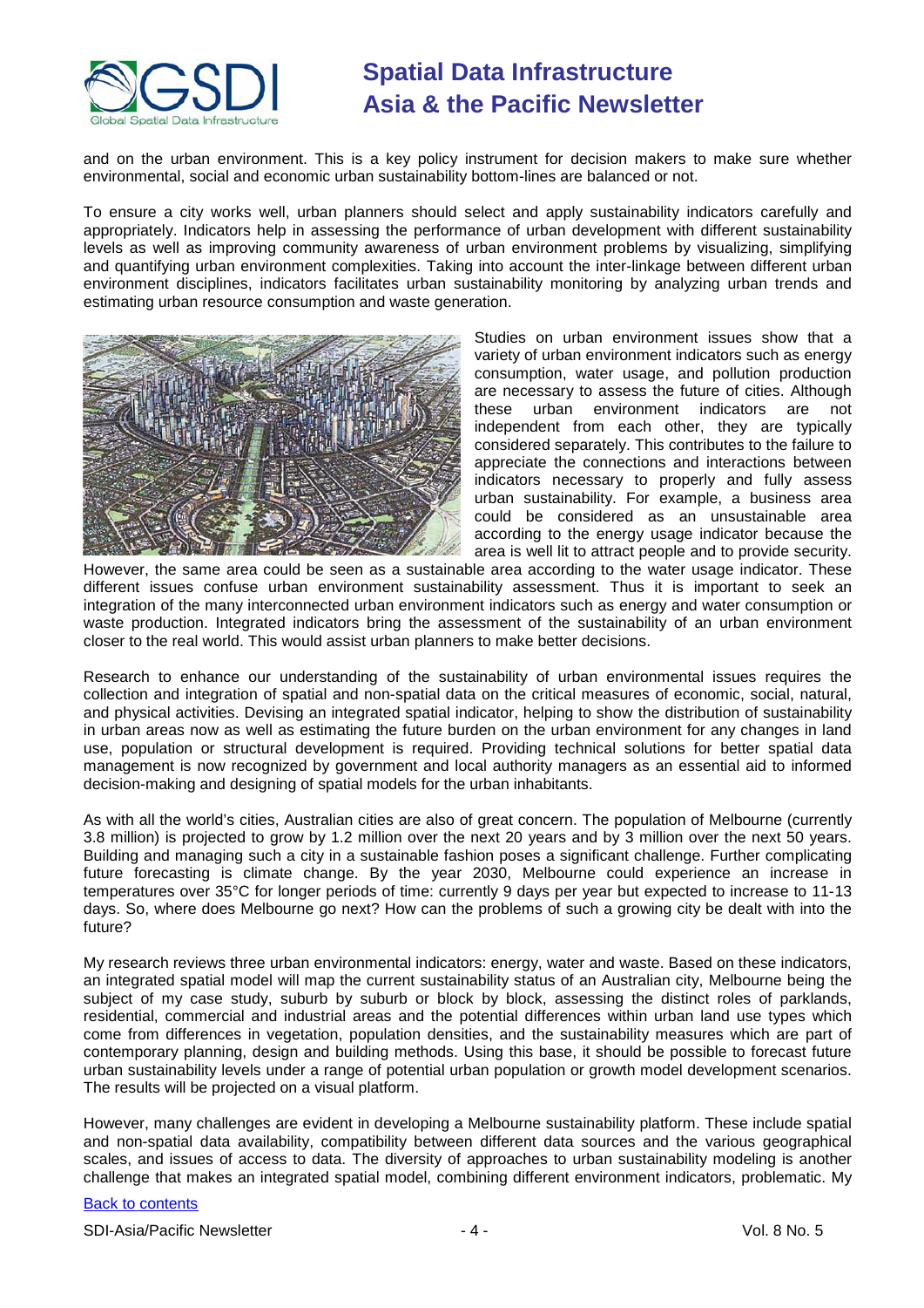and on the urban environment. This is a key policy instrument for decision makers to make sure whether environmental, social and economic urban sustainability bottom-lines are balanced or not.

To ensure a city works well, urban planners should select and apply sustainability indicators carefully and appropriately. Indicators help in assessing the performance of urban development with different sustainability levels as well as improving community awareness of urban environment problems by visualizing, simplifying and quantifying urban environment complexities. Taking into account the inter-linkage between different urban environment disciplines, indicators facilitates urban sustainability monitoring by analyzing urban trends and estimating urban resource consumption and waste generation.

Studies on urban environment issues show that a variety of urban environment indicators such as energy consumption, water usage, and pollution production are necessary to assess the future of cities. Although these urban environment indicators are not independent from each other, they are typically considered separately. This contributes to the failure to appreciate the connections and interactions between indicators necessary to properly and fully assess urban sustainability. For example, a business area could be considered as an unsustainable area according to the energy usage indicator because the area is well lit to attract people and to provide security. However, the same area could be seen as a sustainable area according to the water usage indicator. These different issues confuse urban environment sustainability assessment. Thus it is important to seek an integration of the many interconnected urban environment indicators such as energy and water consumption or waste production. Integrated indicators bring the assessment of the sustainability of an urban environment closer to the real world. This would assist urban planners to make better decisions.

Research to enhance our understanding of the sustainability of urban environmental issues requires the collection and integration of spatial and non-spatial data on the critical measures of economic, social, natural, and physical activities. Devising an integrated spatial indicator, helping to show the distribution of sustainability in urban areas now as well as estimating the future burden on the urban environment for any changes in land use, population or structural development is required. Providing technical solutions for better spatial data management is now recognized by government and local authority managers as an essential aid to informed decision-making and designing of spatial models for the urban inhabitants.

As with all the world's cities, Australian cities are also of great concern. The population of Melbourne (currently 3.8 million) is projected to grow by 1.2 million over the next 20 years and by 3 million over the next 50 years. Building and managing such a city in a sustainable fashion poses a significant challenge. Further complicating future forecasting is climate change. By the year 2030, Melbourne could experience an increase in temperatures over 35°C for longer periods of time: currently 9 days per year but expected to increase to 11-13 days. So, where does Melbourne go next? How can the problems of such a growing city be dealt with into the future?

My research reviews three urban environmental indicators: energy, water and waste. Based on these indicators, an integrated spatial model will map the current sustainability status of an Australian city, Melbourne being the subject of my case study, suburb by suburb or block by block, assessing the distinct roles of parklands, residential, commercial and industrial areas and the potential differences within urban land use types which come from differences in vegetation, population densities, and the sustainability measures which are part of contemporary planning, design and building methods. Using this base, it should be possible to forecast future urban sustainability levels under a range of potential urban population or growth model development scenarios. The results will be projected on a visual platform.

However, many challenges are evident in developing a Melbourne sustainability platform. These include spatial and non-spatial data availability, compatibility between different data sources and the various geographical scales, and issues of access to data. The diversity of approaches to urban sustainability modeling is another challenge that makes an integrated spatial model, combining different environment indicators, problematic. My

Back to contents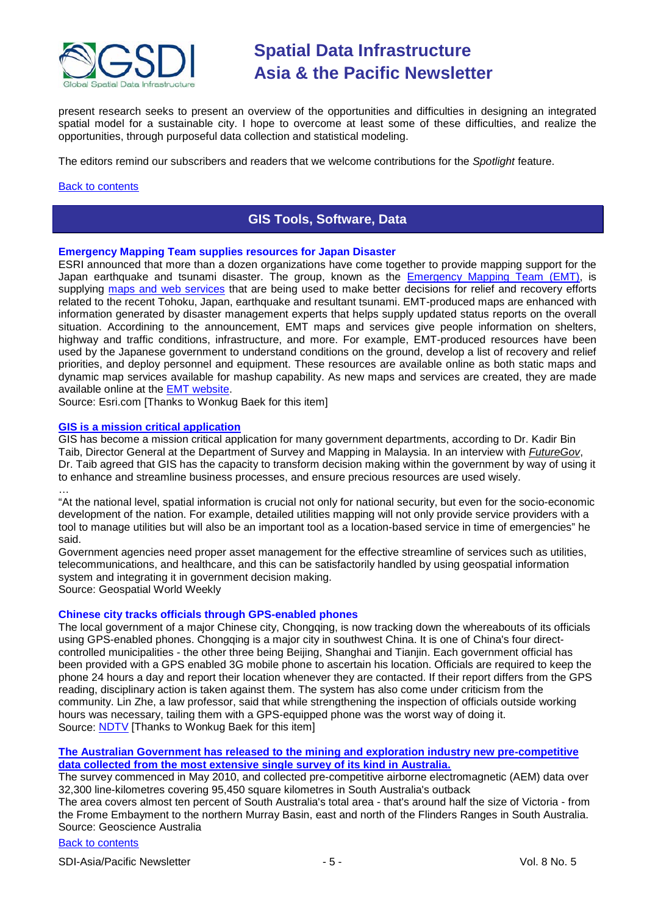present research seeks to present an overview of the opportunities and difficulties in designing an integrated spatial model for a sustainable city. I hope to overcome at least some of these difficulties, and realize the opportunities, through purposeful data collection and statistical modeling.

The editors remind our subscribers and readers that we welcome contributions for the *Spotlight* feature.

Back to contents

## GIS Tools, Software, Data

### Emergency Mapping Team supplies resources for Japan Disaster

ESRI announced that more than a dozen organizations have come together to provide mapping support for the Japan earthquake and tsunami disaster. The group, known as the Emergency Mapping Team (EMT), is supplying maps and web services that are being used to make better decisions for relief and recovery efforts related to the recent Tohoku, Japan, earthquake and resultant tsunami. EMT-produced maps are enhanced with information generated by disaster management experts that helps supply updated status reports on the overall situation. According to the announcement, EMT maps and services give people information on shelters, highway and traffic conditions, infrastructure, and more. For example, EMT-produced resources have been used by the Japanese government to understand conditions on the ground, develop a list of recovery and relief priorities, and deploy personnel and equipment. These resources are available online as both static maps and dynamic map services available for mashup capability. As new maps and services are created, they are made available online at the EMT website.

Source: Esri.com [Thanks to Wonkug Baek for this item]

### GIS is a mission critical application

GIS has become a mission critical application for many government departments, according to Dr. Kadir Bin Taib, Director General at the Department of Survey and Mapping in Malaysia. In an interview with *FutureGov*, Dr. Taib agreed that GIS has the capacity to transform decision making within the government by way of using it to enhance and streamline business processes, and ensure precious resources are used wisely.

…

"At the national level, spatial information is crucial not only for national security, but even for the socio-economic development of the nation. For example, detailed utilities mapping will not only provide service providers with a tool to manage utilities but will also be an important tool as a location-based service in time of emergencies" he said.

Government agencies need proper asset management for the effective streamline of services such as utilities, telecommunications, and healthcare, and this can be satisfactorily handled by using geospatial information system and integrating it in government decision making.

Source: Geospatial World Weekly

### Chinese city tracks officials through GPS-enabled phones

The local government of a major Chinese city, Chongqing, is now tracking down the whereabouts of its officials using GPS-enabled phones. Chongqing is a major city in southwest China. It is one of China's four direct-controlled municipalities - the other three being Beijing, Shanghai and Tianjin. Each government official has been provided with a GPS enabled 3G mobile phone to ascertain his location. Officials are required to keep the phone 24 hours a day and report their location whenever they are contacted. If their report differs from the GPS reading, disciplinary action is taken against them. The system has also come under criticism from the community. Lin Zhe, a law professor, said that while strengthening the inspection of officials outside working hours was necessary, tailing them with a GPS-equipped phone was the worst way of doing it.

Source: NDTV [Thanks to Wonkug Baek for this item]

### The Australian Government has released to the mining and exploration industry new pre-competitive data collected from the most extensive single survey of its kind in Australia.

The survey commenced in May 2010, and collected pre-competitive airborne electromagnetic (AEM) data over 32,300 line-kilometres covering 95,450 square kilometres in South Australia's outback

The area covers almost ten percent of South Australia's total area - that's around half the size of Victoria - from the Frome Embayment to the northern Murray Basin, east and north of the Flinders Ranges in South Australia.

Source: Geoscience Australia

Back to contents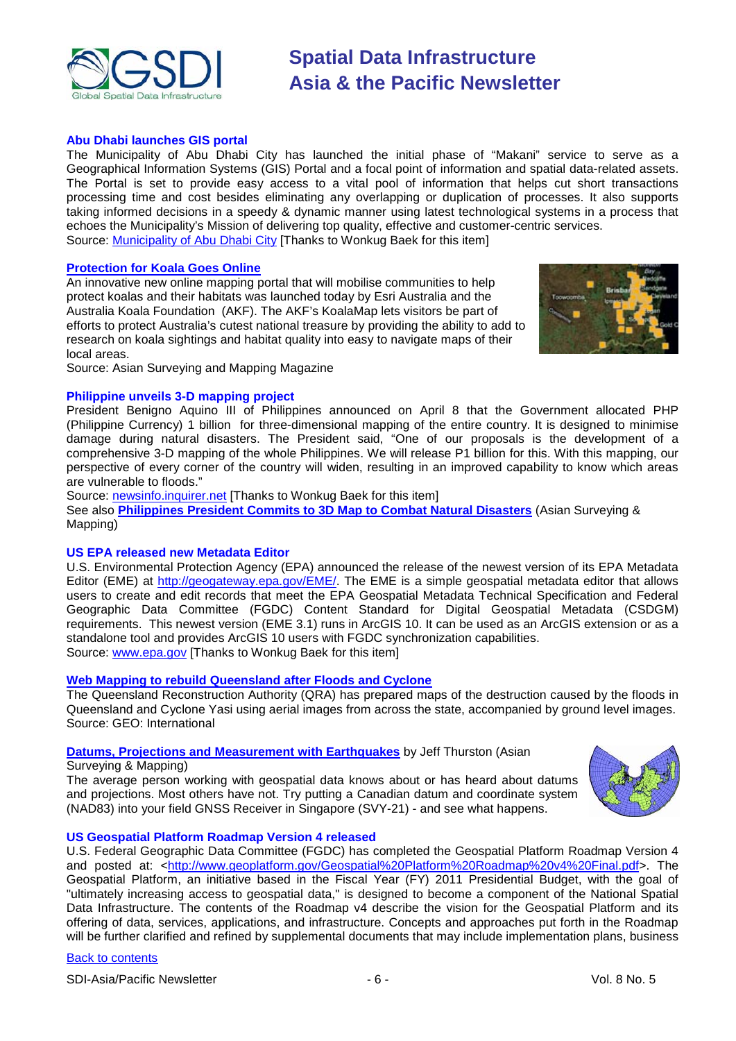### Abu Dhabi launches GIS portal

The Municipality of Abu Dhabi City has launched the initial phase of "Makani" service to serve as a Geographical Information Systems (GIS) Portal and a focal point of information and spatial data-related assets. The Portal is set to provide easy access to a vital pool of information that helps cut short transactions processing time and cost besides eliminating any overlapping or duplication of processes. It also supports taking informed decisions in a speedy & dynamic manner using latest technological systems in a process that echoes the Municipality's Mission of delivering top quality, effective and customer-centric services.
Source: Municipality of Abu Dhabi City [Thanks to Wonkug Baek for this item]

### Protection for Koala Goes Online

An innovative new online mapping portal that will mobilise communities to help protect koalas and their habitats was launched today by Esri Australia and the Australia Koala Foundation (AKF). The AKF's KoalaMap lets visitors be part of efforts to protect Australia's cutest national treasure by providing the ability to add to research on koala sightings and habitat quality into easy to navigate maps of their local areas.
Source: Asian Surveying and Mapping Magazine

### Philippine unveils 3-D mapping project

President Benigno Aquino III of Philippines announced on April 8 that the Government allocated PHP (Philippine Currency) 1 billion for three-dimensional mapping of the entire country. It is designed to minimise damage during natural disasters. The President said, "One of our proposals is the development of a comprehensive 3-D mapping of the whole Philippines. We will release P1 billion for this. With this mapping, our perspective of every corner of the country will widen, resulting in an improved capability to know which areas are vulnerable to floods."
Source: newsinfo.inquirer.net [Thanks to Wonkug Baek for this item]
See also **Philippines President Commits to 3D Map to Combat Natural Disasters** (Asian Surveying & Mapping)

### US EPA released new Metadata Editor

U.S. Environmental Protection Agency (EPA) announced the release of the newest version of its EPA Metadata Editor (EME) at http://geogateway.epa.gov/EME/. The EME is a simple geospatial metadata editor that allows users to create and edit records that meet the EPA Geospatial Metadata Technical Specification and Federal Geographic Data Committee (FGDC) Content Standard for Digital Geospatial Metadata (CSDGM) requirements. This newest version (EME 3.1) runs in ArcGIS 10. It can be used as an ArcGIS extension or as a standalone tool and provides ArcGIS 10 users with FGDC synchronization capabilities.
Source: www.epa.gov [Thanks to Wonkug Baek for this item]

### Web Mapping to rebuild Queensland after Floods and Cyclone

The Queensland Reconstruction Authority (QRA) has prepared maps of the destruction caused by the floods in Queensland and Cyclone Yasi using aerial images from across the state, accompanied by ground level images.
Source: GEO: International

### Datums, Projections and Measurement with Earthquakes by Jeff Thurston (Asian Surveying & Mapping)

The average person working with geospatial data knows about or has heard about datums and projections. Most others have not. Try putting a Canadian datum and coordinate system (NAD83) into your field GNSS Receiver in Singapore (SVY-21) - and see what happens.

### US Geospatial Platform Roadmap Version 4 released

U.S. Federal Geographic Data Committee (FGDC) has completed the Geospatial Platform Roadmap Version 4 and posted at: <http://www.geoplatform.gov/Geospatial%20Platform%20Roadmap%20v4%20Final.pdf>. The Geospatial Platform, an initiative based in the Fiscal Year (FY) 2011 Presidential Budget, with the goal of "ultimately increasing access to geospatial data," is designed to become a component of the National Spatial Data Infrastructure. The contents of the Roadmap v4 describe the vision for the Geospatial Platform and its offering of data, services, applications, and infrastructure. Concepts and approaches put forth in the Roadmap will be further clarified and refined by supplemental documents that may include implementation plans, business

Back to contents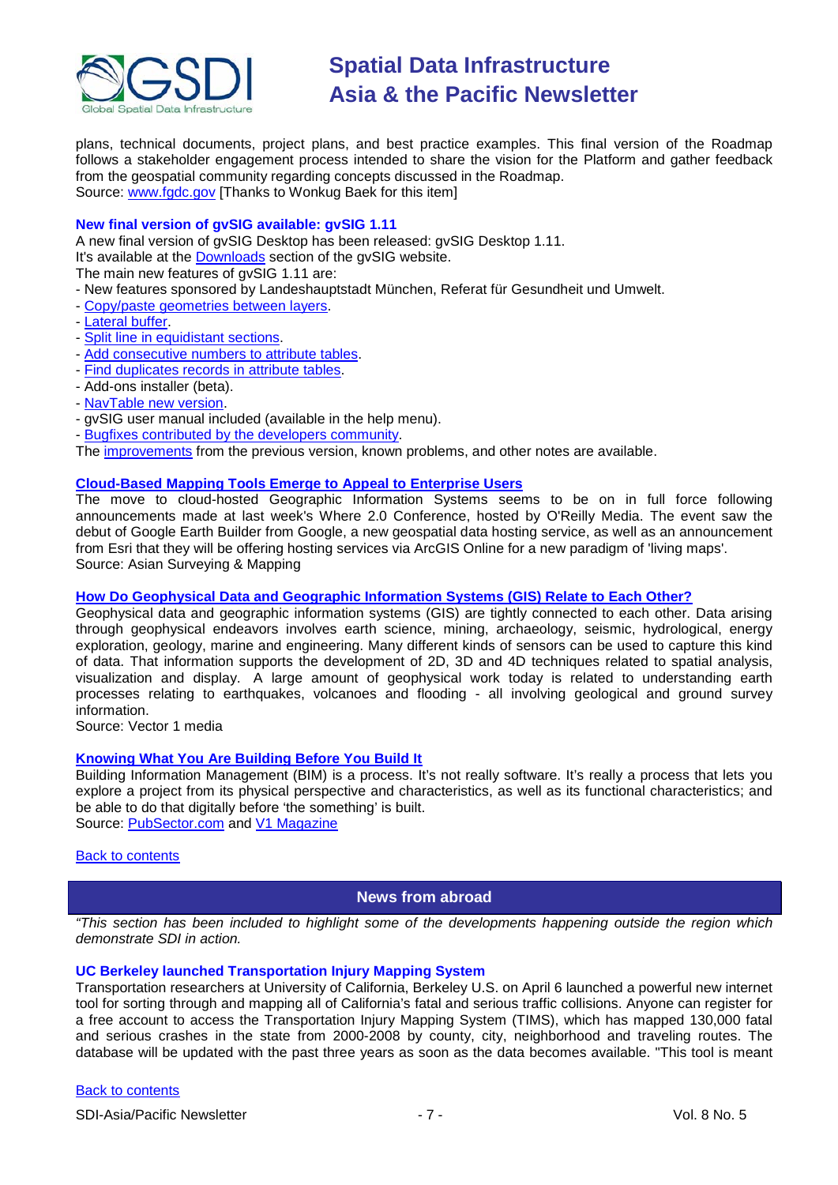plans, technical documents, project plans, and best practice examples. This final version of the Roadmap follows a stakeholder engagement process intended to share the vision for the Platform and gather feedback from the geospatial community regarding concepts discussed in the Roadmap.
Source: [www.fgdc.gov](www.fgdc.gov) [Thanks to Wonkug Baek for this item]

### New final version of gvSIG available: gvSIG 1.11

A new final version of gvSIG Desktop has been released: gvSIG Desktop 1.11.
It's available at the Downloads section of the gvSIG website.
The main new features of gvSIG 1.11 are:

- New features sponsored by Landeshauptstadt München, Referat für Gesundheit und Umwelt.
- Copy/paste geometries between layers.
- Lateral buffer.
- Split line in equidistant sections.
- Add consecutive numbers to attribute tables.
- Find duplicates records in attribute tables.
- Add-ons installer (beta).
- NavTable new version.
- gvSIG user manual included (available in the help menu).
- Bugfixes contributed by the developers community.

The improvements from the previous version, known problems, and other notes are available.

### Cloud-Based Mapping Tools Emerge to Appeal to Enterprise Users

The move to cloud-hosted Geographic Information Systems seems to be on in full force following announcements made at last week's Where 2.0 Conference, hosted by O'Reilly Media. The event saw the debut of Google Earth Builder from Google, a new geospatial data hosting service, as well as an announcement from Esri that they will be offering hosting services via ArcGIS Online for a new paradigm of 'living maps'.
Source: Asian Surveying & Mapping

### How Do Geophysical Data and Geographic Information Systems (GIS) Relate to Each Other?

Geophysical data and geographic information systems (GIS) are tightly connected to each other. Data arising through geophysical endeavors involves earth science, mining, archaeology, seismic, hydrological, energy exploration, geology, marine and engineering. Many different kinds of sensors can be used to capture this kind of data. That information supports the development of 2D, 3D and 4D techniques related to spatial analysis, visualization and display. A large amount of geophysical work today is related to understanding earth processes relating to earthquakes, volcanoes and flooding - all involving geological and ground survey information.
Source: Vector 1 media

### Knowing What You Are Building Before You Build It

Building Information Management (BIM) is a process. It's not really software. It's really a process that lets you explore a project from its physical perspective and characteristics, as well as its functional characteristics; and be able to do that digitally before 'the something' is built.
Source: PubSector.com and V1 Magazine

Back to contents

## News from abroad

*"This section has been included to highlight some of the developments happening outside the region which demonstrate SDI in action.*

### UC Berkeley launched Transportation Injury Mapping System

Transportation researchers at University of California, Berkeley U.S. on April 6 launched a powerful new internet tool for sorting through and mapping all of California's fatal and serious traffic collisions. Anyone can register for a free account to access the Transportation Injury Mapping System (TIMS), which has mapped 130,000 fatal and serious crashes in the state from 2000-2008 by county, city, neighborhood and traveling routes. The database will be updated with the past three years as soon as the data becomes available. "This tool is meant

Back to contents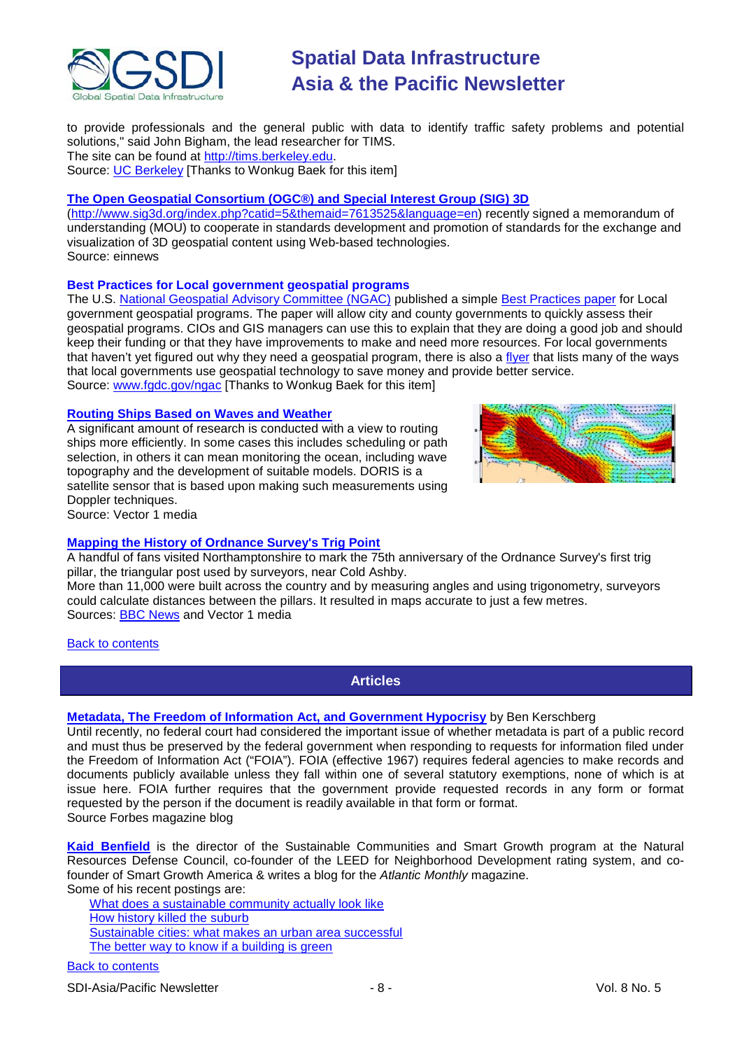to provide professionals and the general public with data to identify traffic safety problems and potential solutions," said John Bigham, the lead researcher for TIMS.
The site can be found at http://tims.berkeley.edu.
Source: UC Berkeley [Thanks to Wonkug Baek for this item]

**The Open Geospatial Consortium (OGC®) and Special Interest Group (SIG) 3D**
(http://www.sig3d.org/index.php?catid=5&themaid=7613525&language=en) recently signed a memorandum of understanding (MOU) to cooperate in standards development and promotion of standards for the exchange and visualization of 3D geospatial content using Web-based technologies.
Source: einnews

**Best Practices for Local government geospatial programs**
The U.S. National Geospatial Advisory Committee (NGAC) published a simple Best Practices paper for Local government geospatial programs. The paper will allow city and county governments to quickly assess their geospatial programs. CIOs and GIS managers can use this to explain that they are doing a good job and should keep their funding or that they have improvements to make and need more resources. For local governments that haven't yet figured out why they need a geospatial program, there is also a flyer that lists many of the ways that local governments use geospatial technology to save money and provide better service.
Source: www.fgdc.gov/ngac [Thanks to Wonkug Baek for this item]

**Routing Ships Based on Waves and Weather**
A significant amount of research is conducted with a view to routing ships more efficiently. In some cases this includes scheduling or path selection, in others it can mean monitoring the ocean, including wave topography and the development of suitable models. DORIS is a satellite sensor that is based upon making such measurements using Doppler techniques.
Source: Vector 1 media

**Mapping the History of Ordnance Survey's Trig Point**
A handful of fans visited Northamptonshire to mark the 75th anniversary of the Ordnance Survey's first trig pillar, the triangular post used by surveyors, near Cold Ashby.
More than 11,000 were built across the country and by measuring angles and using trigonometry, surveyors could calculate distances between the pillars. It resulted in maps accurate to just a few metres.
Sources: BBC News and Vector 1 media

Back to contents

## Articles

**Metadata, The Freedom of Information Act, and Government Hypocrisy** by Ben Kerschberg
Until recently, no federal court had considered the important issue of whether metadata is part of a public record and must thus be preserved by the federal government when responding to requests for information filed under the Freedom of Information Act ("FOIA"). FOIA (effective 1967) requires federal agencies to make records and documents publicly available unless they fall within one of several statutory exemptions, none of which is at issue here. FOIA further requires that the government provide requested records in any form or format requested by the person if the document is readily available in that form or format.
Source Forbes magazine blog

**Kaid Benfield** is the director of the Sustainable Communities and Smart Growth program at the Natural Resources Defense Council, co-founder of the LEED for Neighborhood Development rating system, and co-founder of Smart Growth America & writes a blog for the *Atlantic Monthly* magazine.
Some of his recent postings are:

- What does a sustainable community actually look like
- How history killed the suburb
- Sustainable cities: what makes an urban area successful
- The better way to know if a building is green

Back to contents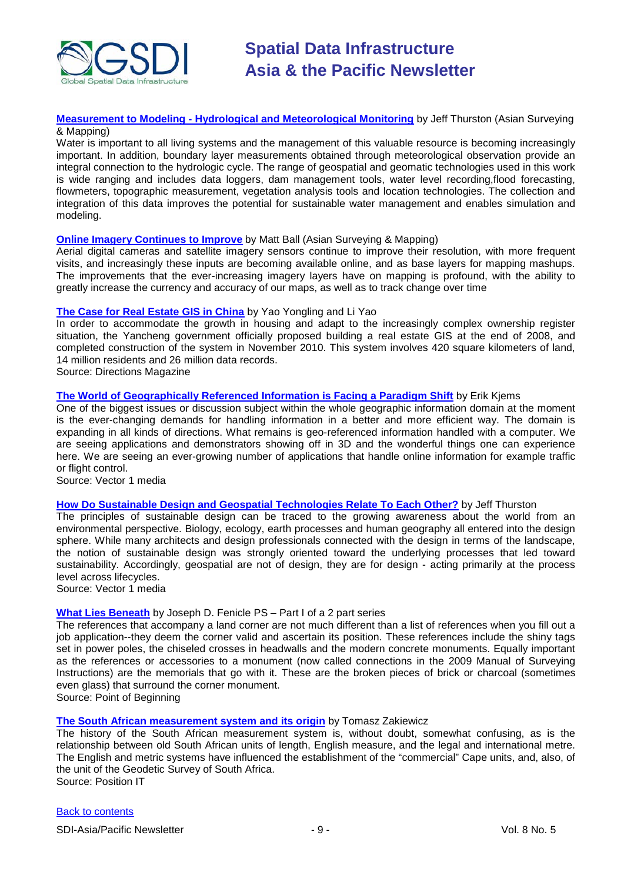**Measurement to Modeling - Hydrological and Meteorological Monitoring** by Jeff Thurston (Asian Surveying & Mapping)

Water is important to all living systems and the management of this valuable resource is becoming increasingly important. In addition, boundary layer measurements obtained through meteorological observation provide an integral connection to the hydrologic cycle. The range of geospatial and geomatic technologies used in this work is wide ranging and includes data loggers, dam management tools, water level recording,flood forecasting, flowmeters, topographic measurement, vegetation analysis tools and location technologies. The collection and integration of this data improves the potential for sustainable water management and enables simulation and modeling.

**Online Imagery Continues to Improve** by Matt Ball (Asian Surveying & Mapping)

Aerial digital cameras and satellite imagery sensors continue to improve their resolution, with more frequent visits, and increasingly these inputs are becoming available online, and as base layers for mapping mashups. The improvements that the ever-increasing imagery layers have on mapping is profound, with the ability to greatly increase the currency and accuracy of our maps, as well as to track change over time

**The Case for Real Estate GIS in China** by Yao Yongling and Li Yao

In order to accommodate the growth in housing and adapt to the increasingly complex ownership register situation, the Yancheng government officially proposed building a real estate GIS at the end of 2008, and completed construction of the system in November 2010. This system involves 420 square kilometers of land, 14 million residents and 26 million data records.

Source: Directions Magazine

**The World of Geographically Referenced Information is Facing a Paradigm Shift** by Erik Kjems

One of the biggest issues or discussion subject within the whole geographic information domain at the moment is the ever-changing demands for handling information in a better and more efficient way. The domain is expanding in all kinds of directions. What remains is geo-referenced information handled with a computer. We are seeing applications and demonstrators showing off in 3D and the wonderful things one can experience here. We are seeing an ever-growing number of applications that handle online information for example traffic or flight control.

Source: Vector 1 media

**How Do Sustainable Design and Geospatial Technologies Relate To Each Other?** by Jeff Thurston

The principles of sustainable design can be traced to the growing awareness about the world from an environmental perspective. Biology, ecology, earth processes and human geography all entered into the design sphere. While many architects and design professionals connected with the design in terms of the landscape, the notion of sustainable design was strongly oriented toward the underlying processes that led toward sustainability. Accordingly, geospatial are not of design, they are for design - acting primarily at the process level across lifecycles.

Source: Vector 1 media

**What Lies Beneath** by Joseph D. Fenicle PS – Part I of a 2 part series

The references that accompany a land corner are not much different than a list of references when you fill out a job application--they deem the corner valid and ascertain its position. These references include the shiny tags set in power poles, the chiseled crosses in headwalls and the modern concrete monuments. Equally important as the references or accessories to a monument (now called connections in the 2009 Manual of Surveying Instructions) are the memorials that go with it. These are the broken pieces of brick or charcoal (sometimes even glass) that surround the corner monument.

Source: Point of Beginning

**The South African measurement system and its origin** by Tomasz Zakiewicz

The history of the South African measurement system is, without doubt, somewhat confusing, as is the relationship between old South African units of length, English measure, and the legal and international metre. The English and metric systems have influenced the establishment of the "commercial" Cape units, and, also, of the unit of the Geodetic Survey of South Africa.

Source: Position IT

Back to contents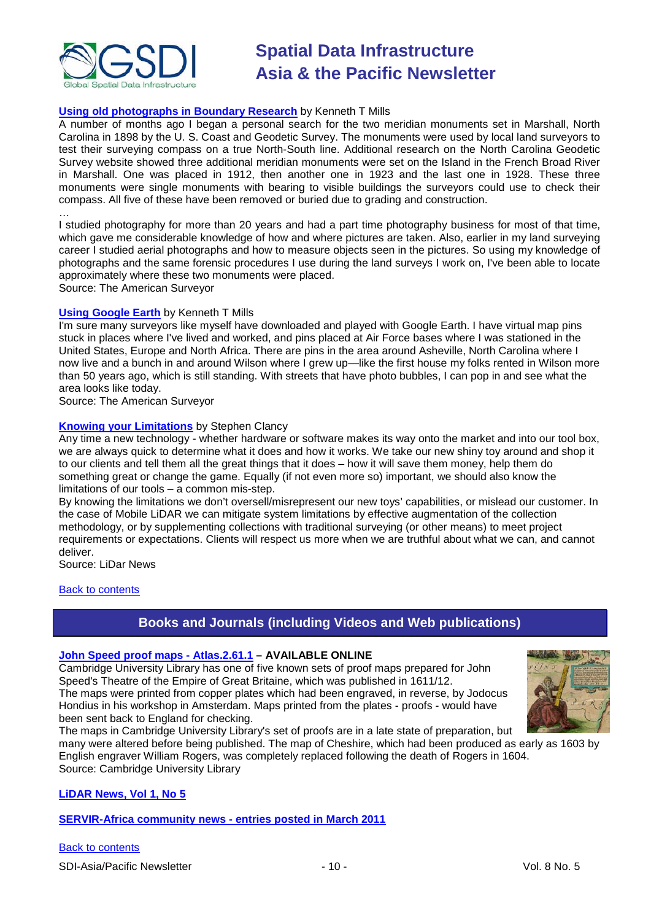**Using old photographs in Boundary Research** by Kenneth T Mills

A number of months ago I began a personal search for the two meridian monuments set in Marshall, North Carolina in 1898 by the U. S. Coast and Geodetic Survey. The monuments were used by local land surveyors to test their surveying compass on a true North-South line. Additional research on the North Carolina Geodetic Survey website showed three additional meridian monuments were set on the Island in the French Broad River in Marshall. One was placed in 1912, then another one in 1923 and the last one in 1928. These three monuments were single monuments with bearing to visible buildings the surveyors could use to check their compass. All five of these have been removed or buried due to grading and construction.

…

I studied photography for more than 20 years and had a part time photography business for most of that time, which gave me considerable knowledge of how and where pictures are taken. Also, earlier in my land surveying career I studied aerial photographs and how to measure objects seen in the pictures. So using my knowledge of photographs and the same forensic procedures I use during the land surveys I work on, I've been able to locate approximately where these two monuments were placed.

Source: The American Surveyor

**Using Google Earth** by Kenneth T Mills

I'm sure many surveyors like myself have downloaded and played with Google Earth. I have virtual map pins stuck in places where I've lived and worked, and pins placed at Air Force bases where I was stationed in the United States, Europe and North Africa. There are pins in the area around Asheville, North Carolina where I now live and a bunch in and around Wilson where I grew up—like the first house my folks rented in Wilson more than 50 years ago, which is still standing. With streets that have photo bubbles, I can pop in and see what the area looks like today.

Source: The American Surveyor

**Knowing your Limitations** by Stephen Clancy

Any time a new technology - whether hardware or software makes its way onto the market and into our tool box, we are always quick to determine what it does and how it works. We take our new shiny toy around and shop it to our clients and tell them all the great things that it does – how it will save them money, help them do something great or change the game. Equally (if not even more so) important, we should also know the limitations of our tools – a common mis-step.

By knowing the limitations we don't oversell/misrepresent our new toys' capabilities, or mislead our customer. In the case of Mobile LiDAR we can mitigate system limitations by effective augmentation of the collection methodology, or by supplementing collections with traditional surveying (or other means) to meet project requirements or expectations. Clients will respect us more when we are truthful about what we can, and cannot deliver.

Source: LiDar News

Back to contents

## Books and Journals (including Videos and Web publications)

**John Speed proof maps - Atlas.2.61.1 – AVAILABLE ONLINE**

Cambridge University Library has one of five known sets of proof maps prepared for John Speed's Theatre of the Empire of Great Britaine, which was published in 1611/12.

The maps were printed from copper plates which had been engraved, in reverse, by Jodocus Hondius in his workshop in Amsterdam. Maps printed from the plates - proofs - would have been sent back to England for checking.

The maps in Cambridge University Library's set of proofs are in a late state of preparation, but many were altered before being published. The map of Cheshire, which had been produced as early as 1603 by English engraver William Rogers, was completely replaced following the death of Rogers in 1604.

Source: Cambridge University Library

**LiDAR News, Vol 1, No 5**

**SERVIR-Africa community news - entries posted in March 2011**

Back to contents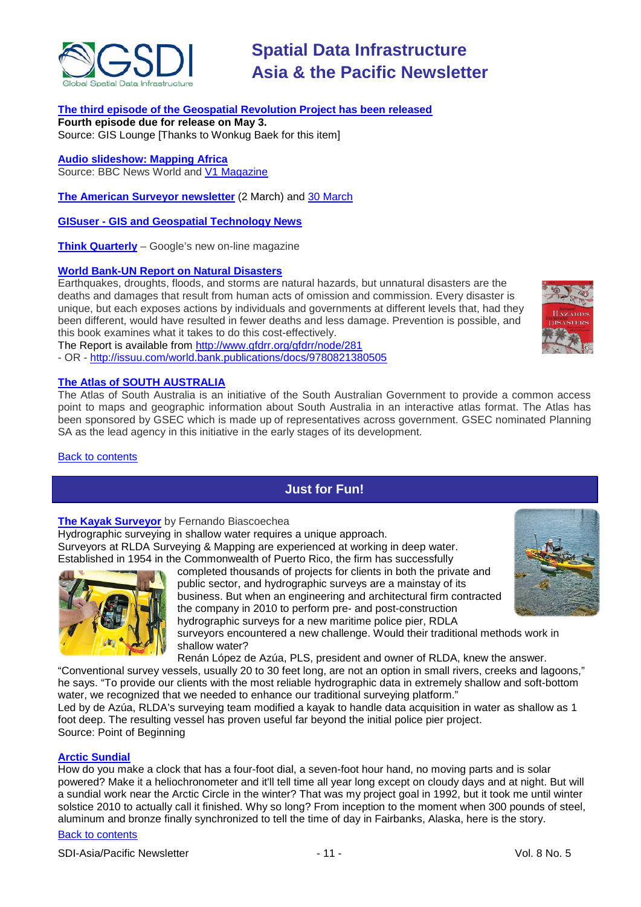**The third episode of the Geospatial Revolution Project has been released**
**Fourth episode due for release on May 3.**
Source: GIS Lounge [Thanks to Wonkug Baek for this item]

**Audio slideshow: Mapping Africa**
Source: BBC News World and V1 Magazine

**The American Surveyor newsletter** (2 March) and 30 March

**GISuser - GIS and Geospatial Technology News**

**Think Quarterly** – Google's new on-line magazine

**World Bank-UN Report on Natural Disasters**
Earthquakes, droughts, floods, and storms are natural hazards, but unnatural disasters are the deaths and damages that result from human acts of omission and commission. Every disaster is unique, but each exposes actions by individuals and governments at different levels that, had they been different, would have resulted in fewer deaths and less damage. Prevention is possible, and this book examines what it takes to do this cost-effectively.
The Report is available from http://www.gfdrr.org/gfdrr/node/281
- OR - http://issuu.com/world.bank.publications/docs/9780821380505

**The Atlas of SOUTH AUSTRALIA**
The Atlas of South Australia is an initiative of the South Australian Government to provide a common access point to maps and geographic information about South Australia in an interactive atlas format. The Atlas has been sponsored by GSEC which is made up of representatives across government. GSEC nominated Planning SA as the lead agency in this initiative in the early stages of its development.

Back to contents

## Just for Fun!

**The Kayak Surveyor** by Fernando Biascoechea
Hydrographic surveying in shallow water requires a unique approach.
Surveyors at RLDA Surveying & Mapping are experienced at working in deep water. Established in 1954 in the Commonwealth of Puerto Rico, the firm has successfully completed thousands of projects for clients in both the private and public sector, and hydrographic surveys are a mainstay of its business. But when an engineering and architectural firm contracted the company in 2010 to perform pre- and post-construction hydrographic surveys for a new maritime police pier, RDLA surveyors encountered a new challenge. Would their traditional methods work in shallow water?
Renán López de Azúa, PLS, president and owner of RLDA, knew the answer.
"Conventional survey vessels, usually 20 to 30 feet long, are not an option in small rivers, creeks and lagoons," he says. "To provide our clients with the most reliable hydrographic data in extremely shallow and soft-bottom water, we recognized that we needed to enhance our traditional surveying platform."
Led by de Azúa, RLDA's surveying team modified a kayak to handle data acquisition in water as shallow as 1 foot deep. The resulting vessel has proven useful far beyond the initial police pier project.
Source: Point of Beginning

**Arctic Sundial**
How do you make a clock that has a four-foot dial, a seven-foot hour hand, no moving parts and is solar powered? Make it a heliochronometer and it'll tell time all year long except on cloudy days and at night. But will a sundial work near the Arctic Circle in the winter? That was my project goal in 1992, but it took me until winter solstice 2010 to actually call it finished. Why so long? From inception to the moment when 300 pounds of steel, aluminum and bronze finally synchronized to tell the time of day in Fairbanks, Alaska, here is the story.

Back to contents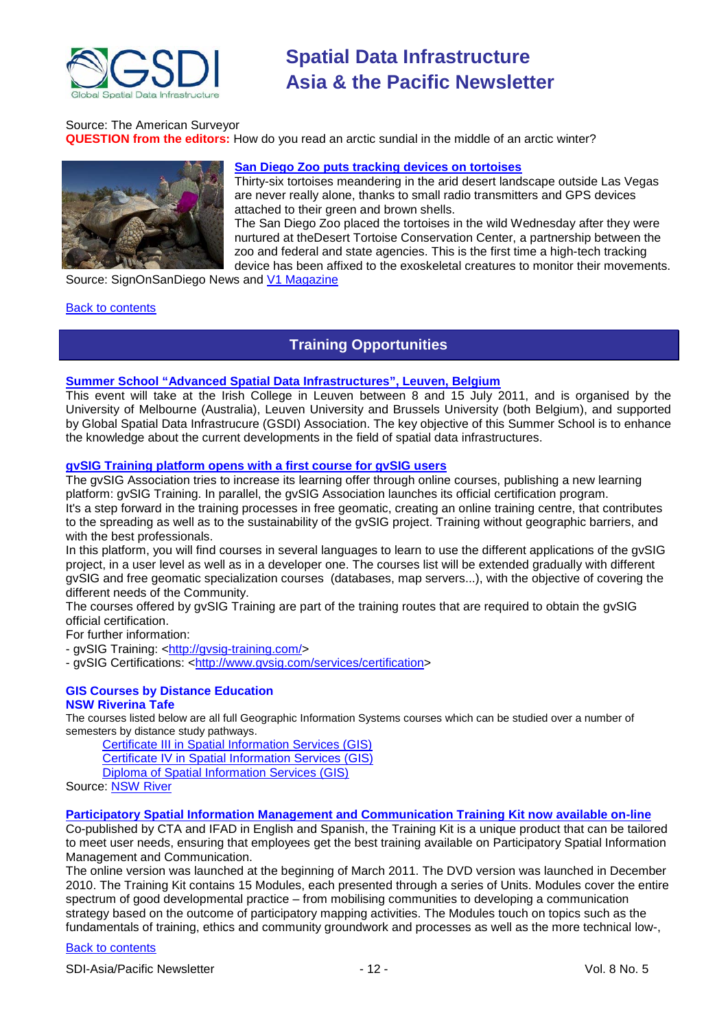Source: The American Surveyor
**QUESTION from the editors:** How do you read an arctic sundial in the middle of an arctic winter?

**San Diego Zoo puts tracking devices on tortoises**
Thirty-six tortoises meandering in the arid desert landscape outside Las Vegas are never really alone, thanks to small radio transmitters and GPS devices attached to their green and brown shells.
The San Diego Zoo placed the tortoises in the wild Wednesday after they were nurtured at theDesert Tortoise Conservation Center, a partnership between the zoo and federal and state agencies. This is the first time a high-tech tracking device has been affixed to the exoskeletal creatures to monitor their movements.
Source: SignOnSanDiego News and V1 Magazine

Back to contents

## Training Opportunities

**Summer School "Advanced Spatial Data Infrastructures", Leuven, Belgium**
This event will take at the Irish College in Leuven between 8 and 15 July 2011, and is organised by the University of Melbourne (Australia), Leuven University and Brussels University (both Belgium), and supported by Global Spatial Data Infrastrucure (GSDI) Association. The key objective of this Summer School is to enhance the knowledge about the current developments in the field of spatial data infrastructures.

**gvSIG Training platform opens with a first course for gvSIG users**
The gvSIG Association tries to increase its learning offer through online courses, publishing a new learning platform: gvSIG Training. In parallel, the gvSIG Association launches its official certification program.
It's a step forward in the training processes in free geomatic, creating an online training centre, that contributes to the spreading as well as to the sustainability of the gvSIG project. Training without geographic barriers, and with the best professionals.
In this platform, you will find courses in several languages to learn to use the different applications of the gvSIG project, in a user level as well as in a developer one. The courses list will be extended gradually with different gvSIG and free geomatic specialization courses (databases, map servers...), with the objective of covering the different needs of the Community.
The courses offered by gvSIG Training are part of the training routes that are required to obtain the gvSIG official certification.
For further information:
- gvSIG Training: <http://gvsig-training.com/>
- gvSIG Certifications: <http://www.gvsig.com/services/certification>

**GIS Courses by Distance Education**
**NSW Riverina Tafe**
The courses listed below are all full Geographic Information Systems courses which can be studied over a number of semesters by distance study pathways.

- Certificate III in Spatial Information Services (GIS)
- Certificate IV in Spatial Information Services (GIS)
- Diploma of Spatial Information Services (GIS)

Source: NSW River

**Participatory Spatial Information Management and Communication Training Kit now available on-line**
Co-published by CTA and IFAD in English and Spanish, the Training Kit is a unique product that can be tailored to meet user needs, ensuring that employees get the best training available on Participatory Spatial Information Management and Communication.
The online version was launched at the beginning of March 2011. The DVD version was launched in December 2010. The Training Kit contains 15 Modules, each presented through a series of Units. Modules cover the entire spectrum of good developmental practice – from mobilising communities to developing a communication strategy based on the outcome of participatory mapping activities. The Modules touch on topics such as the fundamentals of training, ethics and community groundwork and processes as well as the more technical low-,

Back to contents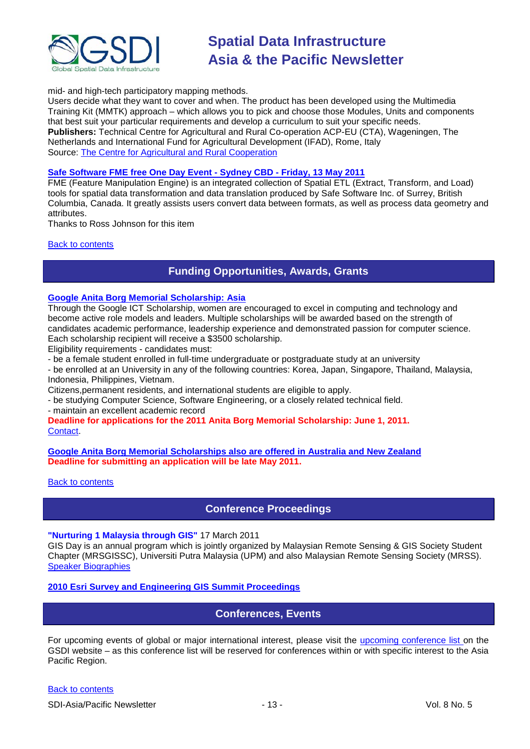mid- and high-tech participatory mapping methods.
Users decide what they want to cover and when. The product has been developed using the Multimedia Training Kit (MMTK) approach – which allows you to pick and choose those Modules, Units and components that best suit your particular requirements and develop a curriculum to suit your specific needs.
**Publishers:** Technical Centre for Agricultural and Rural Co-operation ACP-EU (CTA), Wageningen, The Netherlands and International Fund for Agricultural Development (IFAD), Rome, Italy
Source: The Centre for Agricultural and Rural Cooperation

**Safe Software FME free One Day Event - Sydney CBD - Friday, 13 May 2011**
FME (Feature Manipulation Engine) is an integrated collection of Spatial ETL (Extract, Transform, and Load) tools for spatial data transformation and data translation produced by Safe Software Inc. of Surrey, British Columbia, Canada. It greatly assists users convert data between formats, as well as process data geometry and attributes.
Thanks to Ross Johnson for this item

Back to contents

## Funding Opportunities, Awards, Grants

**Google Anita Borg Memorial Scholarship: Asia**
Through the Google ICT Scholarship, women are encouraged to excel in computing and technology and become active role models and leaders. Multiple scholarships will be awarded based on the strength of candidates academic performance, leadership experience and demonstrated passion for computer science. Each scholarship recipient will receive a $3500 scholarship.
Eligibility requirements - candidates must:
- be a female student enrolled in full-time undergraduate or postgraduate study at an university
- be enrolled at an University in any of the following countries: Korea, Japan, Singapore, Thailand, Malaysia, Indonesia, Philippines, Vietnam.
Citizens,permanent residents, and international students are eligible to apply.
- be studying Computer Science, Software Engineering, or a closely related technical field.
- maintain an excellent academic record

**Deadline for applications for the 2011 Anita Borg Memorial Scholarship: June 1, 2011.**
Contact.

**Google Anita Borg Memorial Scholarships also are offered in Australia and New Zealand**
**Deadline for submitting an application will be late May 2011.**

Back to contents

## Conference Proceedings

**"Nurturing 1 Malaysia through GIS"** 17 March 2011
GIS Day is an annual program which is jointly organized by Malaysian Remote Sensing & GIS Society Student Chapter (MRSGISSC), Universiti Putra Malaysia (UPM) and also Malaysian Remote Sensing Society (MRSS).
Speaker Biographies

**2010 Esri Survey and Engineering GIS Summit Proceedings**

## Conferences, Events

For upcoming events of global or major international interest, please visit the upcoming conference list on the GSDI website – as this conference list will be reserved for conferences within or with specific interest to the Asia Pacific Region.

Back to contents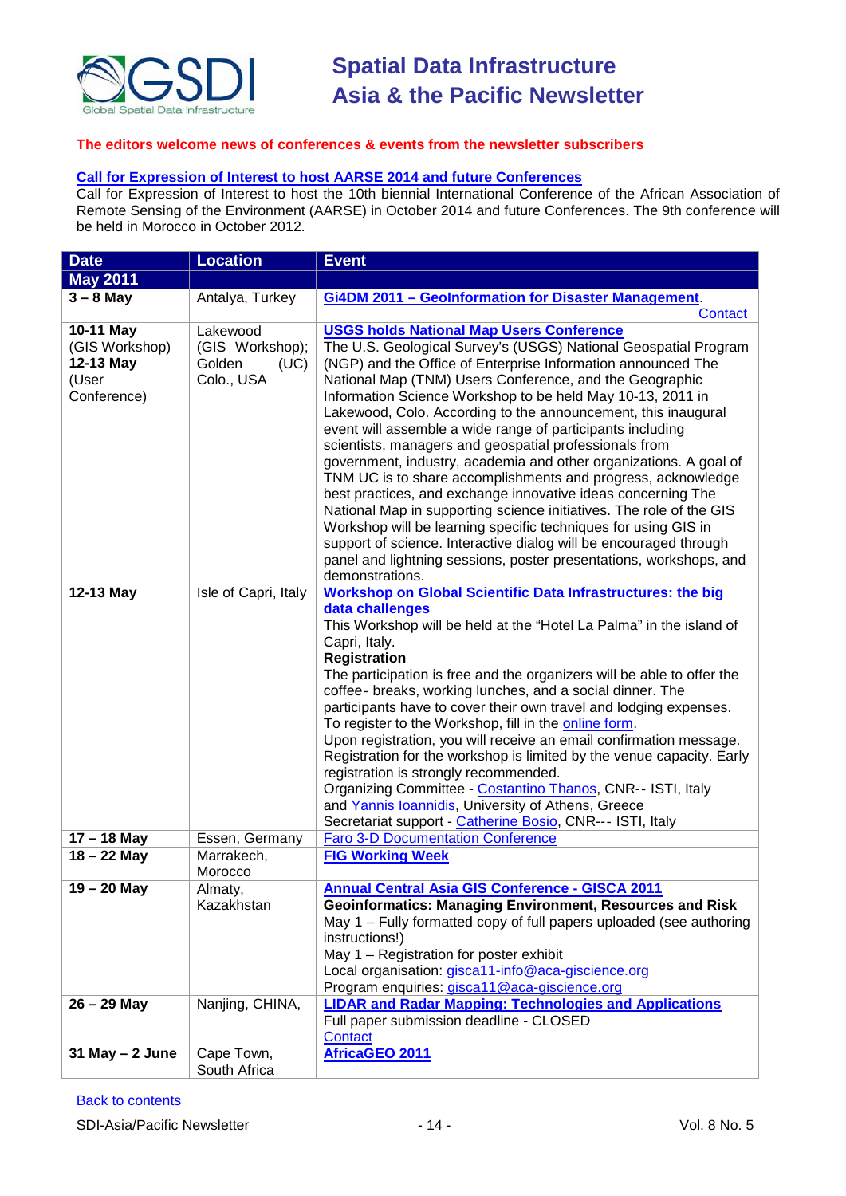**The editors welcome news of conferences & events from the newsletter subscribers**

**Call for Expression of Interest to host AARSE 2014 and future Conferences**

Call for Expression of Interest to host the 10th biennial International Conference of the African Association of Remote Sensing of the Environment (AARSE) in October 2014 and future Conferences. The 9th conference will be held in Morocco in October 2012.

| Date | Location | Event |
|---|---|---|
| **May 2011** | | |
| **3 – 8 May** | Antalya, Turkey | **Gi4DM 2011 – GeoInformation for Disaster Management**. Contact |
| **10-11 May** (GIS Workshop) **12-13 May** (User Conference) | Lakewood (GIS Workshop); Golden (UC) Colo., USA | **USGS holds National Map Users Conference** The U.S. Geological Survey's (USGS) National Geospatial Program (NGP) and the Office of Enterprise Information announced The National Map (TNM) Users Conference, and the Geographic Information Science Workshop to be held May 10-13, 2011 in Lakewood, Colo. According to the announcement, this inaugural event will assemble a wide range of participants including scientists, managers and geospatial professionals from government, industry, academia and other organizations. A goal of TNM UC is to share accomplishments and progress, acknowledge best practices, and exchange innovative ideas concerning The National Map in supporting science initiatives. The role of the GIS Workshop will be learning specific techniques for using GIS in support of science. Interactive dialog will be encouraged through panel and lightning sessions, poster presentations, workshops, and demonstrations. |
| **12-13 May** | Isle of Capri, Italy | **Workshop on Global Scientific Data Infrastructures: the big data challenges** This Workshop will be held at the "Hotel La Palma" in the island of Capri, Italy. **Registration** The participation is free and the organizers will be able to offer the coffee- breaks, working lunches, and a social dinner. The participants have to cover their own travel and lodging expenses. To register to the Workshop, fill in the online form. Upon registration, you will receive an email confirmation message. Registration for the workshop is limited by the venue capacity. Early registration is strongly recommended. Organizing Committee - Costantino Thanos, CNR-- ISTI, Italy and Yannis Ioannidis, University of Athens, Greece Secretariat support - Catherine Bosio, CNR--- ISTI, Italy |
| **17 – 18 May** | Essen, Germany | Faro 3-D Documentation Conference |
| **18 – 22 May** | Marrakech, Morocco | **FIG Working Week** |
| **19 – 20 May** | Almaty, Kazakhstan | **Annual Central Asia GIS Conference - GISCA 2011** **Geoinformatics: Managing Environment, Resources and Risk** May 1 – Fully formatted copy of full papers uploaded (see authoring instructions!) May 1 – Registration for poster exhibit Local organisation: gisca11-info@aca-giscience.org Program enquiries: gisca11@aca-giscience.org |
| **26 – 29 May** | Nanjing, CHINA, | **LIDAR and Radar Mapping: Technologies and Applications** Full paper submission deadline - CLOSED Contact |
| **31 May – 2 June** | Cape Town, South Africa | **AfricaGEO 2011** |

Back to contents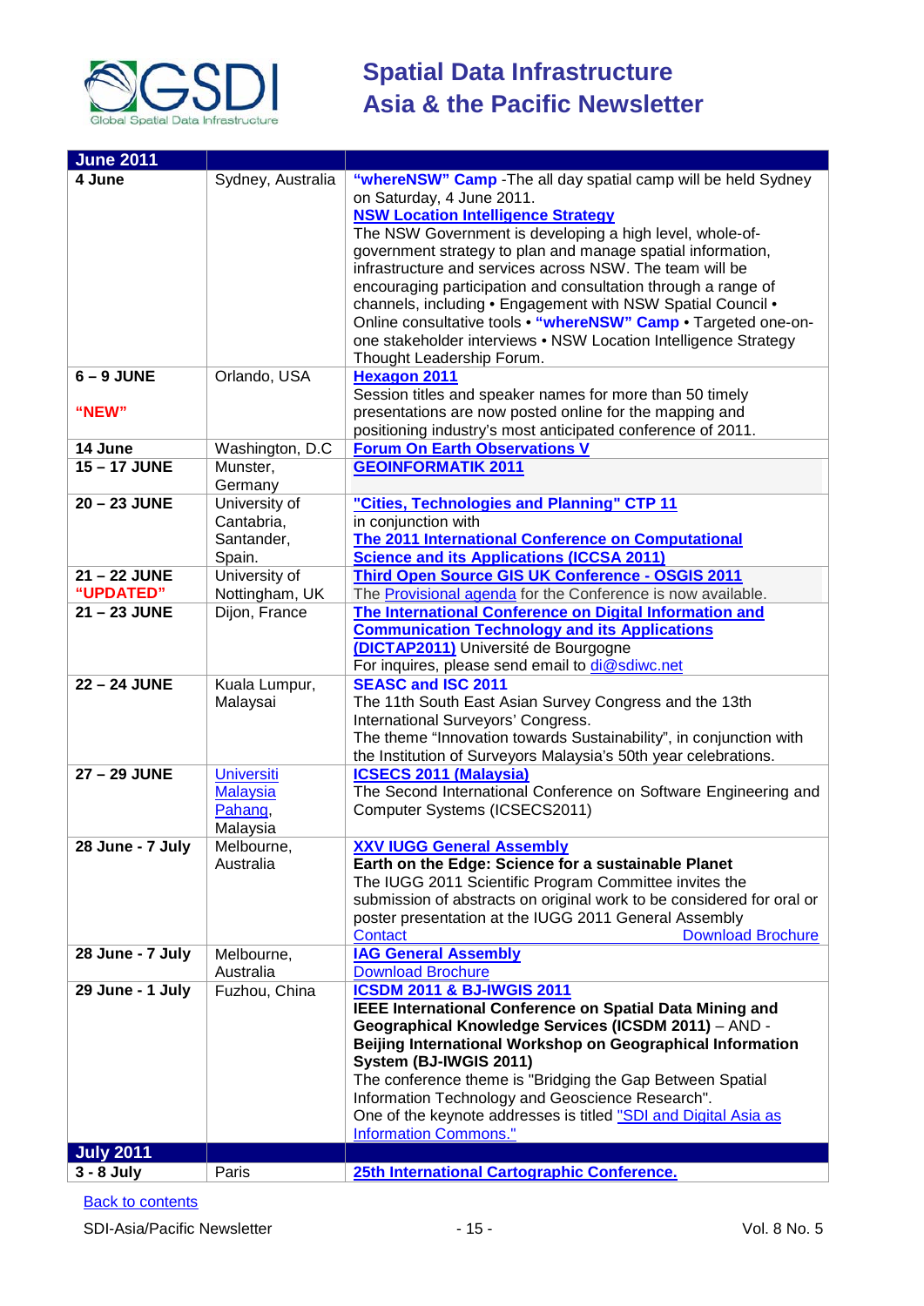| June 2011 | | |
|---|---|---|
| **4 June** | Sydney, Australia | **"whereNSW" Camp** -The all day spatial camp will be held Sydney on Saturday, 4 June 2011.<br>**NSW Location Intelligence Strategy**<br>The NSW Government is developing a high level, whole-of-government strategy to plan and manage spatial information, infrastructure and services across NSW. The team will be encouraging participation and consultation through a range of channels, including • Engagement with NSW Spatial Council • Online consultative tools • **"whereNSW" Camp** • Targeted one-on-one stakeholder interviews • NSW Location Intelligence Strategy Thought Leadership Forum. |
| **6 – 9 JUNE**<br><br>**"NEW"** | Orlando, USA | **Hexagon 2011**<br>Session titles and speaker names for more than 50 timely presentations are now posted online for the mapping and positioning industry's most anticipated conference of 2011. |
| **14 June** | Washington, D.C | **Forum On Earth Observations V** |
| **15 – 17 JUNE** | Munster, Germany | **GEOINFORMATIK 2011** |
| **20 – 23 JUNE** | University of Cantabria, Santander, Spain. | **"Cities, Technologies and Planning" CTP 11**<br>in conjunction with<br>**The 2011 International Conference on Computational Science and its Applications (ICCSA 2011)** |
| **21 – 22 JUNE**<br>**"UPDATED"** | University of Nottingham, UK | **Third Open Source GIS UK Conference - OSGIS 2011**<br>The Provisional agenda for the Conference is now available. |
| **21 – 23 JUNE** | Dijon, France | **The International Conference on Digital Information and Communication Technology and its Applications (DICTAP2011)** Université de Bourgogne<br>For inquires, please send email to di@sdiwc.net |
| **22 – 24 JUNE** | Kuala Lumpur, Malaysai | **SEASC and ISC 2011**<br>The 11th South East Asian Survey Congress and the 13th International Surveyors' Congress.<br>The theme "Innovation towards Sustainability", in conjunction with the Institution of Surveyors Malaysia's 50th year celebrations. |
| **27 – 29 JUNE** | Universiti Malaysia Pahang, Malaysia | **ICSECS 2011 (Malaysia)**<br>The Second International Conference on Software Engineering and Computer Systems (ICSECS2011) |
| **28 June - 7 July** | Melbourne, Australia | **XXV IUGG General Assembly**<br>**Earth on the Edge: Science for a sustainable Planet**<br>The IUGG 2011 Scientific Program Committee invites the submission of abstracts on original work to be considered for oral or poster presentation at the IUGG 2011 General Assembly<br>Contact Download Brochure |
| **28 June - 7 July** | Melbourne, Australia | **IAG General Assembly**<br>Download Brochure |
| **29 June - 1 July** | Fuzhou, China | **ICSDM 2011 & BJ-IWGIS 2011**<br>**IEEE International Conference on Spatial Data Mining and Geographical Knowledge Services (ICSDM 2011)** – AND - **Beijing International Workshop on Geographical Information System (BJ-IWGIS 2011)**<br>The conference theme is "Bridging the Gap Between Spatial Information Technology and Geoscience Research".<br>One of the keynote addresses is titled "SDI and Digital Asia as Information Commons." |
| **July 2011** | | |
| **3 - 8 July** | Paris | **25th International Cartographic Conference.** |

Back to contents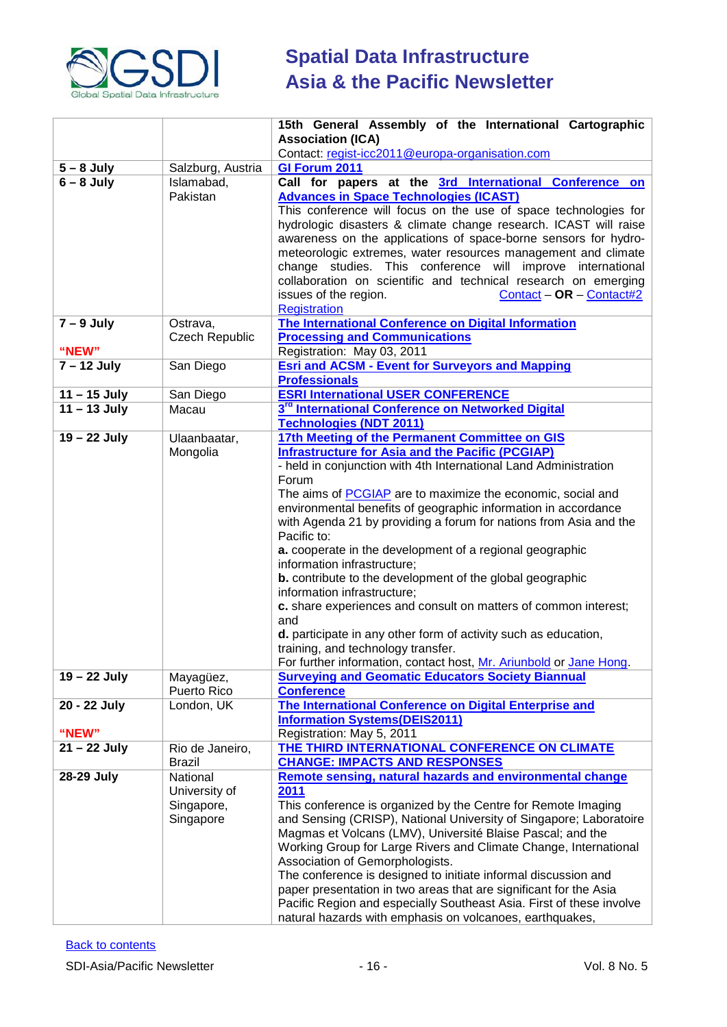| | | |
|---|---|---|
| | | **15th General Assembly of the International Cartographic Association (ICA)**<br>Contact: regist-icc2011@europa-organisation.com |
| **5 – 8 July** | Salzburg, Austria | **GI Forum 2011** |
| **6 – 8 July** | Islamabad, Pakistan | **Call for papers at the 3rd International Conference on Advances in Space Technologies (ICAST)**<br>This conference will focus on the use of space technologies for hydrologic disasters & climate change research. ICAST will raise awareness on the applications of space-borne sensors for hydro-meteorologic extremes, water resources management and climate change studies. This conference will improve international collaboration on scientific and technical research on emerging issues of the region. Contact – **OR** – Contact#2<br>Registration |
| **7 – 9 July**<br><br>**"NEW"** | Ostrava, Czech Republic | **The International Conference on Digital Information Processing and Communications**<br>Registration: May 03, 2011 |
| **7 – 12 July** | San Diego | **Esri and ACSM - Event for Surveyors and Mapping Professionals** |
| **11 – 15 July** | San Diego | **ESRI International USER CONFERENCE** |
| **11 – 13 July** | Macau | **3rd International Conference on Networked Digital Technologies (NDT 2011)** |
| **19 – 22 July** | Ulaanbaatar, Mongolia | **17th Meeting of the Permanent Committee on GIS Infrastructure for Asia and the Pacific (PCGIAP)**<br>- held in conjunction with 4th International Land Administration Forum<br>The aims of PCGIAP are to maximize the economic, social and environmental benefits of geographic information in accordance with Agenda 21 by providing a forum for nations from Asia and the Pacific to:<br>**a.** cooperate in the development of a regional geographic information infrastructure;<br>**b.** contribute to the development of the global geographic information infrastructure;<br>**c.** share experiences and consult on matters of common interest; and<br>**d.** participate in any other form of activity such as education, training, and technology transfer.<br>For further information, contact host, Mr. Ariunbold or Jane Hong. |
| **19 – 22 July** | Mayagüez, Puerto Rico | **Surveying and Geomatic Educators Society Biannual Conference** |
| **20 - 22 July**<br><br>**"NEW"** | London, UK | **The International Conference on Digital Enterprise and Information Systems(DEIS2011)**<br>Registration: May 5, 2011 |
| **21 – 22 July** | Rio de Janeiro, Brazil | **THE THIRD INTERNATIONAL CONFERENCE ON CLIMATE CHANGE: IMPACTS AND RESPONSES** |
| **28-29 July** | National University of Singapore, Singapore | **Remote sensing, natural hazards and environmental change 2011**<br>This conference is organized by the Centre for Remote Imaging and Sensing (CRISP), National University of Singapore; Laboratoire Magmas et Volcans (LMV), Université Blaise Pascal; and the Working Group for Large Rivers and Climate Change, International Association of Gemorphologists.<br>The conference is designed to initiate informal discussion and paper presentation in two areas that are significant for the Asia Pacific Region and especially Southeast Asia. First of these involve natural hazards with emphasis on volcanoes, earthquakes, |

Back to contents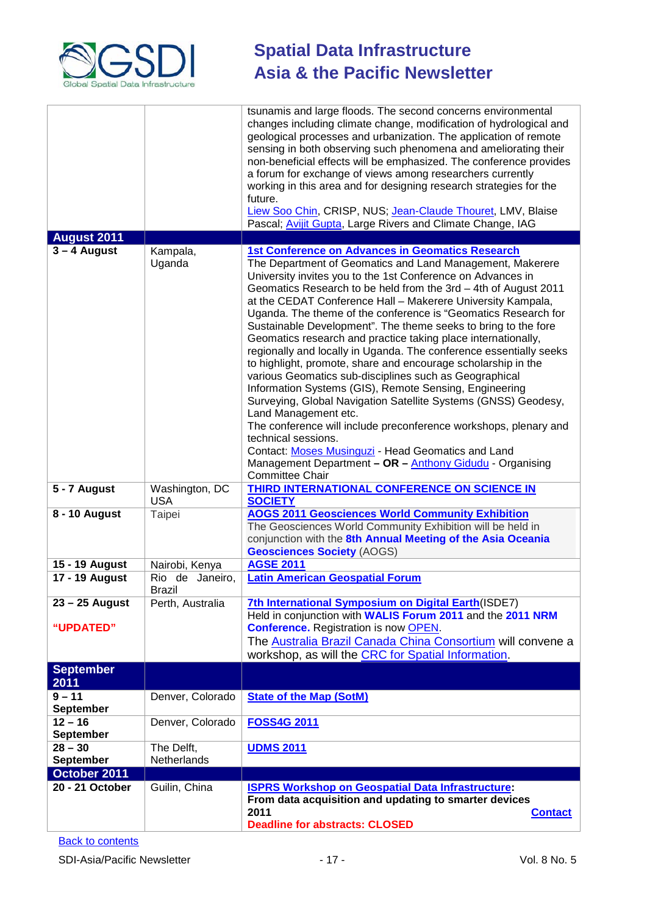| | | |
|---|---|---|
| | | tsunamis and large floods. The second concerns environmental changes including climate change, modification of hydrological and geological processes and urbanization. The application of remote sensing in both observing such phenomena and ameliorating their non-beneficial effects will be emphasized. The conference provides a forum for exchange of views among researchers currently working in this area and for designing research strategies for the future. Liew Soo Chin, CRISP, NUS; Jean-Claude Thouret, LMV, Blaise Pascal; Avijit Gupta, Large Rivers and Climate Change, IAG |
| **August 2011** | | |
| **3 – 4 August** | Kampala, Uganda | **1st Conference on Advances in Geomatics Research** The Department of Geomatics and Land Management, Makerere University invites you to the 1st Conference on Advances in Geomatics Research to be held from the 3rd – 4th of August 2011 at the CEDAT Conference Hall – Makerere University Kampala, Uganda. The theme of the conference is "Geomatics Research for Sustainable Development". The theme seeks to bring to the fore Geomatics research and practice taking place internationally, regionally and locally in Uganda. The conference essentially seeks to highlight, promote, share and encourage scholarship in the various Geomatics sub-disciplines such as Geographical Information Systems (GIS), Remote Sensing, Engineering Surveying, Global Navigation Satellite Systems (GNSS) Geodesy, Land Management etc. The conference will include preconference workshops, plenary and technical sessions. Contact: Moses Musinguzi - Head Geomatics and Land Management Department **– OR –** Anthony Gidudu - Organising Committee Chair |
| **5 - 7 August** | Washington, DC USA | **THIRD INTERNATIONAL CONFERENCE ON SCIENCE IN SOCIETY** |
| **8 - 10 August** | Taipei | **AOGS 2011 Geosciences World Community Exhibition** The Geosciences World Community Exhibition will be held in conjunction with the **8th Annual Meeting of the Asia Oceania Geosciences Society** (AOGS) |
| **15 - 19 August** | Nairobi, Kenya | **AGSE 2011** |
| **17 - 19 August** | Rio de Janeiro, Brazil | **Latin American Geospatial Forum** |
| **23 – 25 August** **"UPDATED"** | Perth, Australia | **7th International Symposium on Digital Earth**(ISDE7) Held in conjunction with **WALIS Forum 2011** and the **2011 NRM Conference.** Registration is now OPEN. The Australia Brazil Canada China Consortium will convene a workshop, as will the CRC for Spatial Information. |
| **September 2011** | | |
| **9 – 11 September** | Denver, Colorado | **State of the Map (SotM)** |
| **12 – 16 September** | Denver, Colorado | **FOSS4G 2011** |
| **28 – 30 September** | The Delft, Netherlands | **UDMS 2011** |
| **October 2011** | | |
| **20 - 21 October** | Guilin, China | **ISPRS Workshop on Geospatial Data Infrastructure: From data acquisition and updating to smarter devices 2011** **Contact** **Deadline for abstracts: CLOSED** |

Back to contents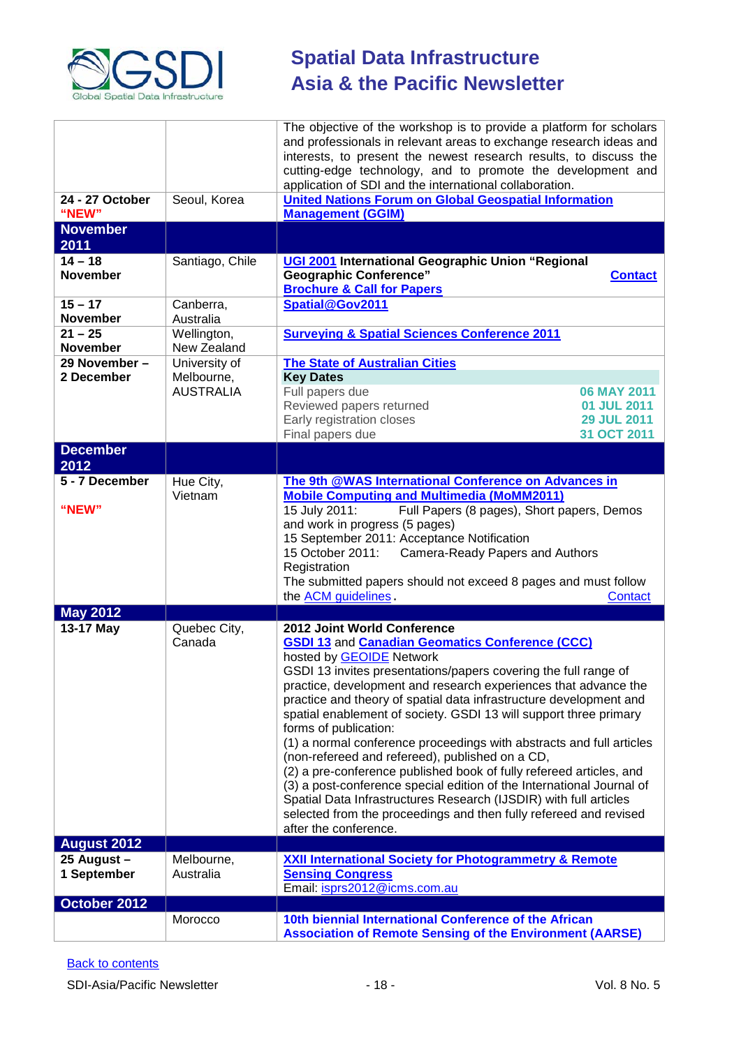| | | |
|---|---|---|
| | | The objective of the workshop is to provide a platform for scholars and professionals in relevant areas to exchange research ideas and interests, to present the newest research results, to discuss the cutting-edge technology, and to promote the development and application of SDI and the international collaboration. |
| **24 - 27 October "NEW"** | Seoul, Korea | **United Nations Forum on Global Geospatial Information Management (GGIM)** |
| **November 2011** | | |
| **14 – 18 November** | Santiago, Chile | **UGI 2001 International Geographic Union "Regional Geographic Conference"** **Contact** **Brochure & Call for Papers** |
| **15 – 17 November** | Canberra, Australia | **Spatial@Gov2011** |
| **21 – 25 November** | Wellington, New Zealand | **Surveying & Spatial Sciences Conference 2011** |
| **29 November – 2 December** | University of Melbourne, AUSTRALIA | **The State of Australian Cities** **Key Dates** Full papers due **06 MAY 2011** Reviewed papers returned **01 JUL 2011** Early registration closes **29 JUL 2011** Final papers due **31 OCT 2011** |
| **December 2012** | | |
| **5 - 7 December** **"NEW"** | Hue City, Vietnam | **The 9th @WAS International Conference on Advances in Mobile Computing and Multimedia (MoMM2011)** 15 July 2011: Full Papers (8 pages), Short papers, Demos and work in progress (5 pages) 15 September 2011: Acceptance Notification 15 October 2011: Camera-Ready Papers and Authors Registration The submitted papers should not exceed 8 pages and must follow the ACM guidelines. Contact |
| **May 2012** | | |
| **13-17 May** | Quebec City, Canada | **2012 Joint World Conference** **GSDI 13** and **Canadian Geomatics Conference (CCC)** hosted by GEOIDE Network GSDI 13 invites presentations/papers covering the full range of practice, development and research experiences that advance the practice and theory of spatial data infrastructure development and spatial enablement of society. GSDI 13 will support three primary forms of publication: (1) a normal conference proceedings with abstracts and full articles (non-refereed and refereed), published on a CD, (2) a pre-conference published book of fully refereed articles, and (3) a post-conference special edition of the International Journal of Spatial Data Infrastructures Research (IJSDIR) with full articles selected from the proceedings and then fully refereed and revised after the conference. |
| **August 2012** | | |
| **25 August – 1 September** | Melbourne, Australia | **XXII International Society for Photogrammetry & Remote Sensing Congress** Email: isprs2012@icms.com.au |
| **October 2012** | | |
| | Morocco | **10th biennial International Conference of the African Association of Remote Sensing of the Environment (AARSE)** |

Back to contents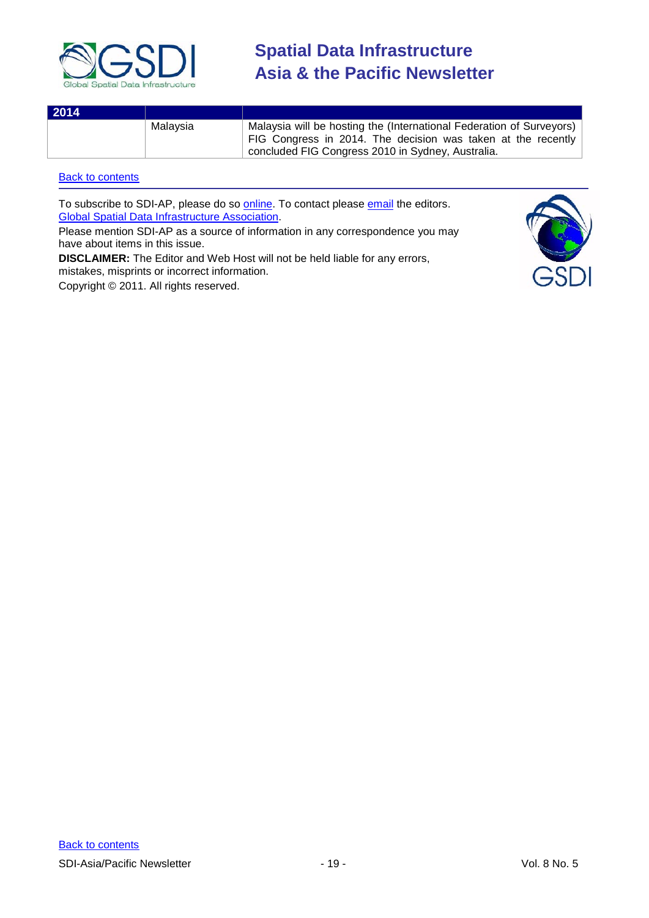| 2014 | | |
|---|---|---|
| | Malaysia | Malaysia will be hosting the (International Federation of Surveyors) FIG Congress in 2014. The decision was taken at the recently concluded FIG Congress 2010 in Sydney, Australia. |

Back to contents

To subscribe to SDI-AP, please do so online. To contact please email the editors.
Global Spatial Data Infrastructure Association.

Please mention SDI-AP as a source of information in any correspondence you may have about items in this issue.

**DISCLAIMER:** The Editor and Web Host will not be held liable for any errors, mistakes, misprints or incorrect information.

Copyright © 2011. All rights reserved.

Back to contents